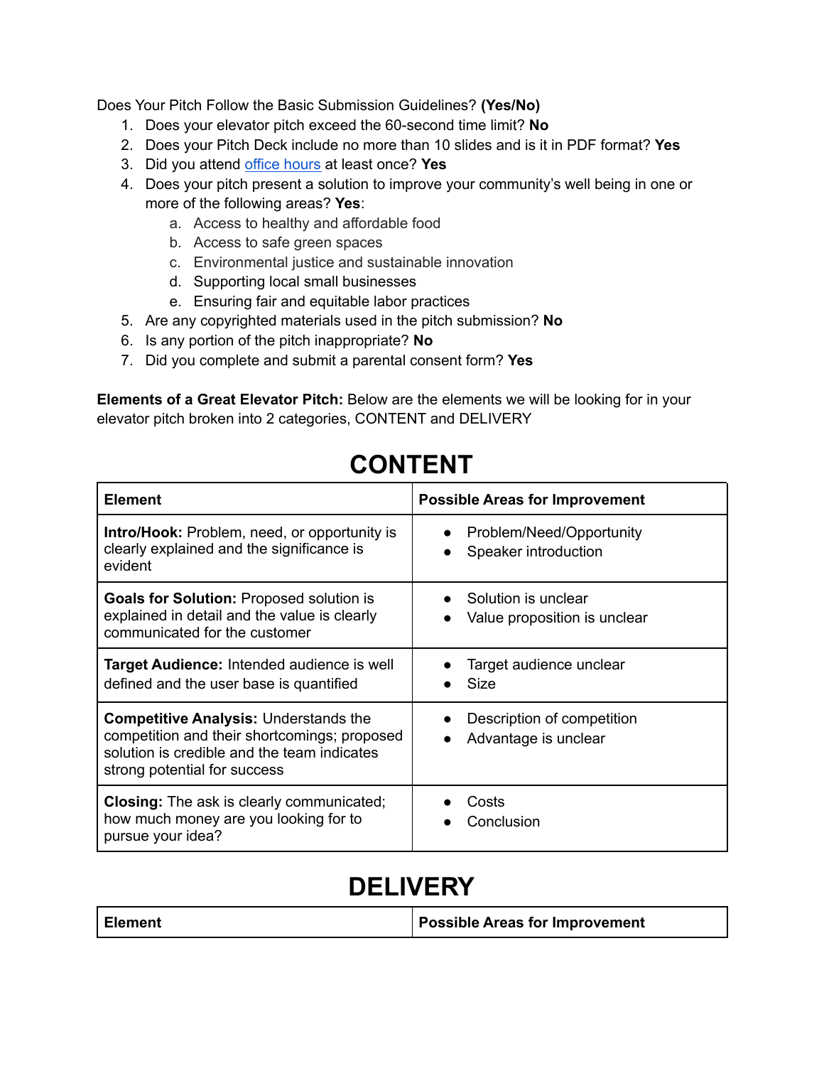Does Your Pitch Follow the Basic Submission Guidelines? **(Yes/No)**

1. Does your elevator pitch exceed the 60-second time limit? **No**
2. Does your Pitch Deck include no more than 10 slides and is it in PDF format? **Yes**
3. Did you attend office hours at least once? **Yes**
4. Does your pitch present a solution to improve your community's well being in one or more of the following areas? **Yes**:
   a. Access to healthy and affordable food
   b. Access to safe green spaces
   c. Environmental justice and sustainable innovation
   d. Supporting local small businesses
   e. Ensuring fair and equitable labor practices
5. Are any copyrighted materials used in the pitch submission? **No**
6. Is any portion of the pitch inappropriate? **No**
7. Did you complete and submit a parental consent form? **Yes**

**Elements of a Great Elevator Pitch:** Below are the elements we will be looking for in your elevator pitch broken into 2 categories, CONTENT and DELIVERY

# CONTENT

| **Element** | **Possible Areas for Improvement** |
| --- | --- |
| **Intro/Hook:** Problem, need, or opportunity is clearly explained and the significance is evident | • Problem/Need/Opportunity<br>• Speaker introduction |
| **Goals for Solution:** Proposed solution is explained in detail and the value is clearly communicated for the customer | • Solution is unclear<br>• Value proposition is unclear |
| **Target Audience:** Intended audience is well defined and the user base is quantified | • Target audience unclear<br>• Size |
| **Competitive Analysis:** Understands the competition and their shortcomings; proposed solution is credible and the team indicates strong potential for success | • Description of competition<br>• Advantage is unclear |
| **Closing:** The ask is clearly communicated; how much money are you looking for to pursue your idea? | • Costs<br>• Conclusion |

# DELIVERY

| **Element** | **Possible Areas for Improvement** |
| --- | --- |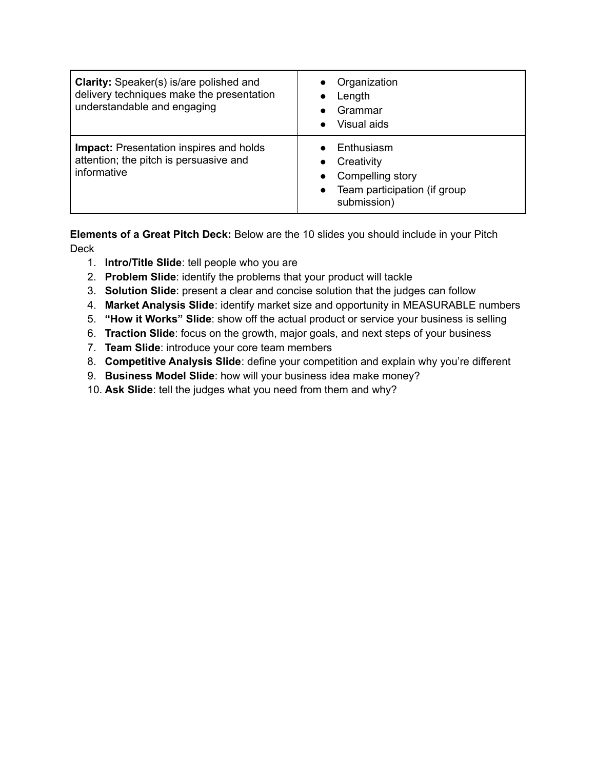| | |
|---|---|
| **Clarity:** Speaker(s) is/are polished and delivery techniques make the presentation understandable and engaging | • Organization<br>• Length<br>• Grammar<br>• Visual aids |
| **Impact:** Presentation inspires and holds attention; the pitch is persuasive and informative | • Enthusiasm<br>• Creativity<br>• Compelling story<br>• Team participation (if group submission) |

**Elements of a Great Pitch Deck:** Below are the 10 slides you should include in your Pitch Deck

1. **Intro/Title Slide**: tell people who you are
2. **Problem Slide**: identify the problems that your product will tackle
3. **Solution Slide**: present a clear and concise solution that the judges can follow
4. **Market Analysis Slide**: identify market size and opportunity in MEASURABLE numbers
5. **"How it Works" Slide**: show off the actual product or service your business is selling
6. **Traction Slide**: focus on the growth, major goals, and next steps of your business
7. **Team Slide**: introduce your core team members
8. **Competitive Analysis Slide**: define your competition and explain why you're different
9. **Business Model Slide**: how will your business idea make money?
10. **Ask Slide**: tell the judges what you need from them and why?